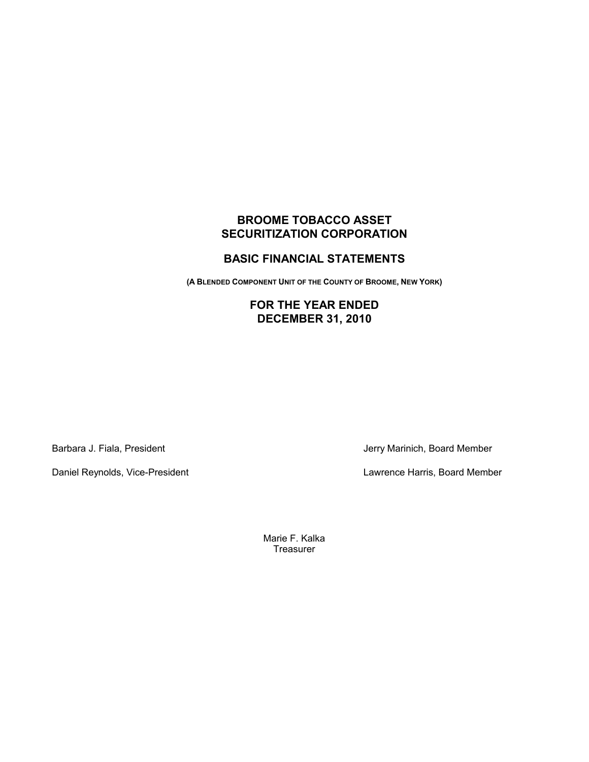# BROOME TOBACCO ASSET SECURITIZATION CORPORATION

## BASIC FINANCIAL STATEMENTS

(A BLENDED COMPONENT UNIT OF THE COUNTY OF BROOME, NEW YORK)

## FOR THE YEAR ENDED DECEMBER 31, 2010

Barbara J. Fiala, President

Daniel Reynolds, Vice-President

Jerry Marinich, Board Member

Lawrence Harris, Board Member

Marie F. Kalka
Treasurer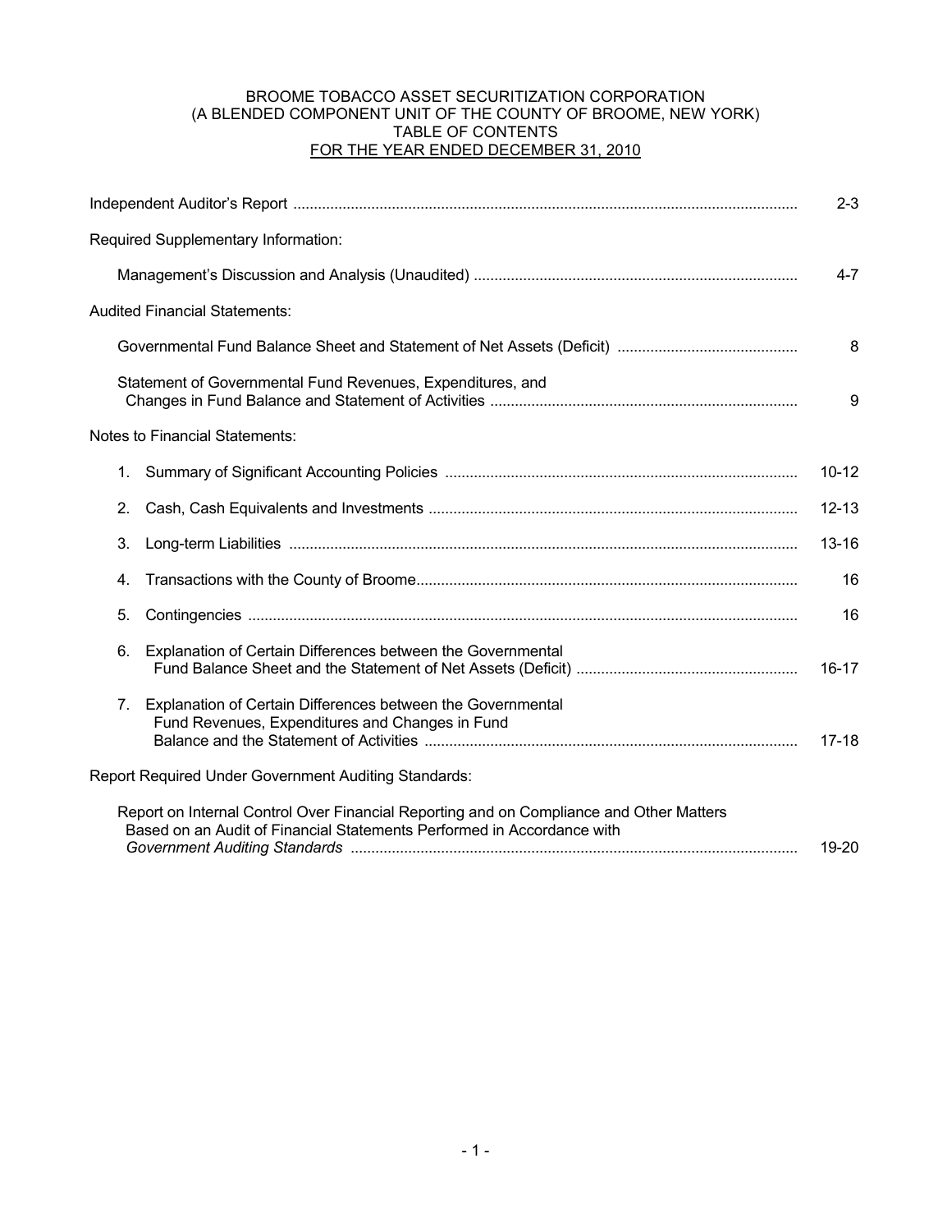# BROOME TOBACCO ASSET SECURITIZATION CORPORATION
## (A BLENDED COMPONENT UNIT OF THE COUNTY OF BROOME, NEW YORK)
## TABLE OF CONTENTS
## FOR THE YEAR ENDED DECEMBER 31, 2010

| | |
|---|---|
| Independent Auditor's Report | 2-3 |
| Required Supplementary Information: | |
| Management's Discussion and Analysis (Unaudited) | 4-7 |
| Audited Financial Statements: | |
| Governmental Fund Balance Sheet and Statement of Net Assets (Deficit) | 8 |
| Statement of Governmental Fund Revenues, Expenditures, and Changes in Fund Balance and Statement of Activities | 9 |
| Notes to Financial Statements: | |
| 1. Summary of Significant Accounting Policies | 10-12 |
| 2. Cash, Cash Equivalents and Investments | 12-13 |
| 3. Long-term Liabilities | 13-16 |
| 4. Transactions with the County of Broome | 16 |
| 5. Contingencies | 16 |
| 6. Explanation of Certain Differences between the Governmental Fund Balance Sheet and the Statement of Net Assets (Deficit) | 16-17 |
| 7. Explanation of Certain Differences between the Governmental Fund Revenues, Expenditures and Changes in Fund Balance and the Statement of Activities | 17-18 |
| Report Required Under Government Auditing Standards: | |
| Report on Internal Control Over Financial Reporting and on Compliance and Other Matters Based on an Audit of Financial Statements Performed in Accordance with *Government Auditing Standards* | 19-20 |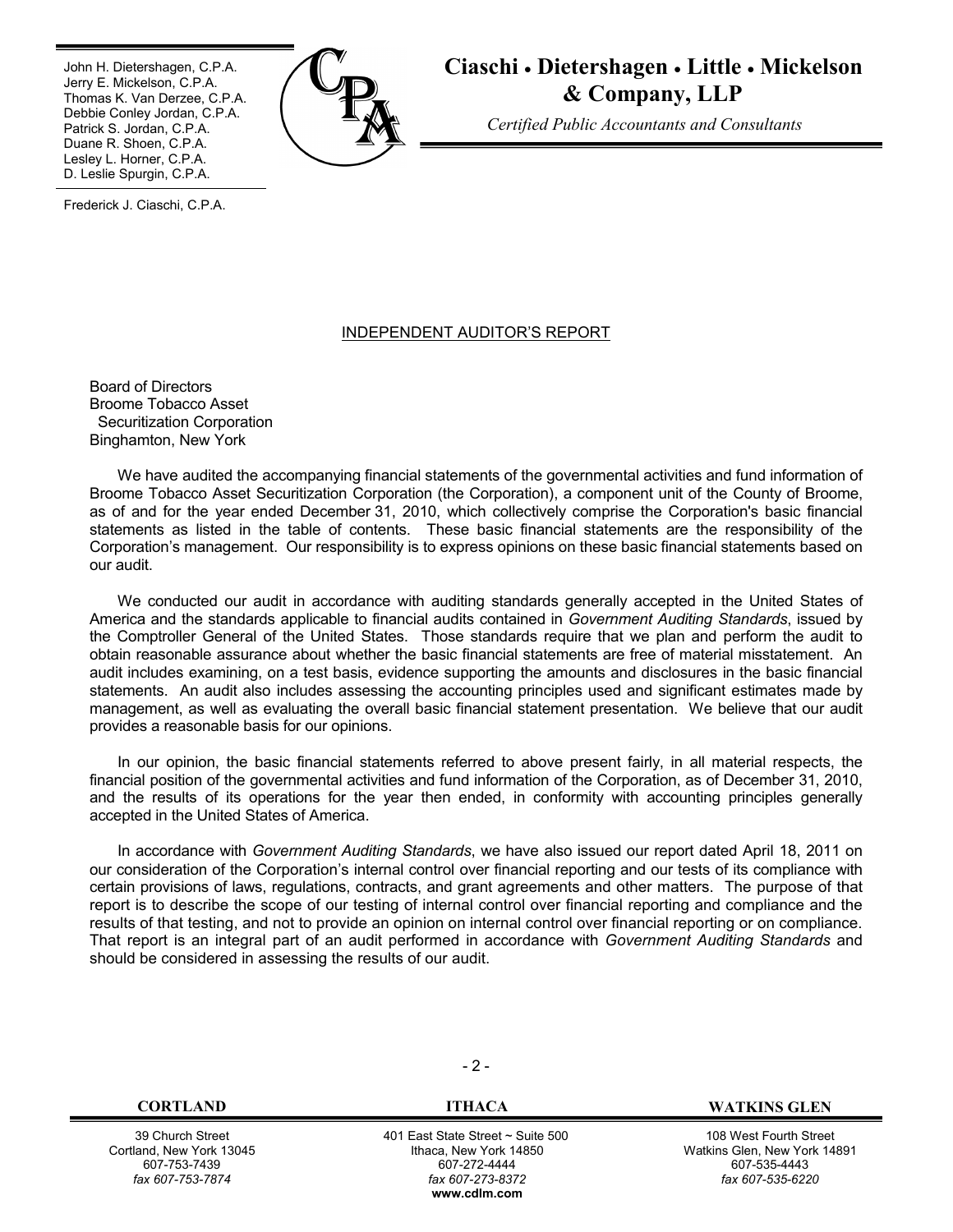John H. Dietershagen, C.P.A.
Jerry E. Mickelson, C.P.A.
Thomas K. Van Derzee, C.P.A.
Debbie Conley Jordan, C.P.A.
Patrick S. Jordan, C.P.A.
Duane R. Shoen, C.P.A.
Lesley L. Horner, C.P.A.
D. Leslie Spurgin, C.P.A.

Frederick J. Ciaschi, C.P.A.

**Ciaschi • Dietershagen • Little • Mickelson & Company, LLP**

*Certified Public Accountants and Consultants*

## INDEPENDENT AUDITOR'S REPORT

Board of Directors
Broome Tobacco Asset
Securitization Corporation
Binghamton, New York

We have audited the accompanying financial statements of the governmental activities and fund information of Broome Tobacco Asset Securitization Corporation (the Corporation), a component unit of the County of Broome, as of and for the year ended December 31, 2010, which collectively comprise the Corporation's basic financial statements as listed in the table of contents. These basic financial statements are the responsibility of the Corporation's management. Our responsibility is to express opinions on these basic financial statements based on our audit.

We conducted our audit in accordance with auditing standards generally accepted in the United States of America and the standards applicable to financial audits contained in *Government Auditing Standards*, issued by the Comptroller General of the United States. Those standards require that we plan and perform the audit to obtain reasonable assurance about whether the basic financial statements are free of material misstatement. An audit includes examining, on a test basis, evidence supporting the amounts and disclosures in the basic financial statements. An audit also includes assessing the accounting principles used and significant estimates made by management, as well as evaluating the overall basic financial statement presentation. We believe that our audit provides a reasonable basis for our opinions.

In our opinion, the basic financial statements referred to above present fairly, in all material respects, the financial position of the governmental activities and fund information of the Corporation, as of December 31, 2010, and the results of its operations for the year then ended, in conformity with accounting principles generally accepted in the United States of America.

In accordance with *Government Auditing Standards*, we have also issued our report dated April 18, 2011 on our consideration of the Corporation's internal control over financial reporting and our tests of its compliance with certain provisions of laws, regulations, contracts, and grant agreements and other matters. The purpose of that report is to describe the scope of our testing of internal control over financial reporting and compliance and the results of that testing, and not to provide an opinion on internal control over financial reporting or on compliance. That report is an integral part of an audit performed in accordance with *Government Auditing Standards* and should be considered in assessing the results of our audit.

| CORTLAND | ITHACA | WATKINS GLEN |
|---|---|---|
| 39 Church Street | 401 East State Street ~ Suite 500 | 108 West Fourth Street |
| Cortland, New York 13045 | Ithaca, New York 14850 | Watkins Glen, New York 14891 |
| 607-753-7439 | 607-272-4444 | 607-535-4443 |
| *fax 607-753-7874* | *fax 607-273-8372* | *fax 607-535-6220* |
| | **www.cdlm.com** | |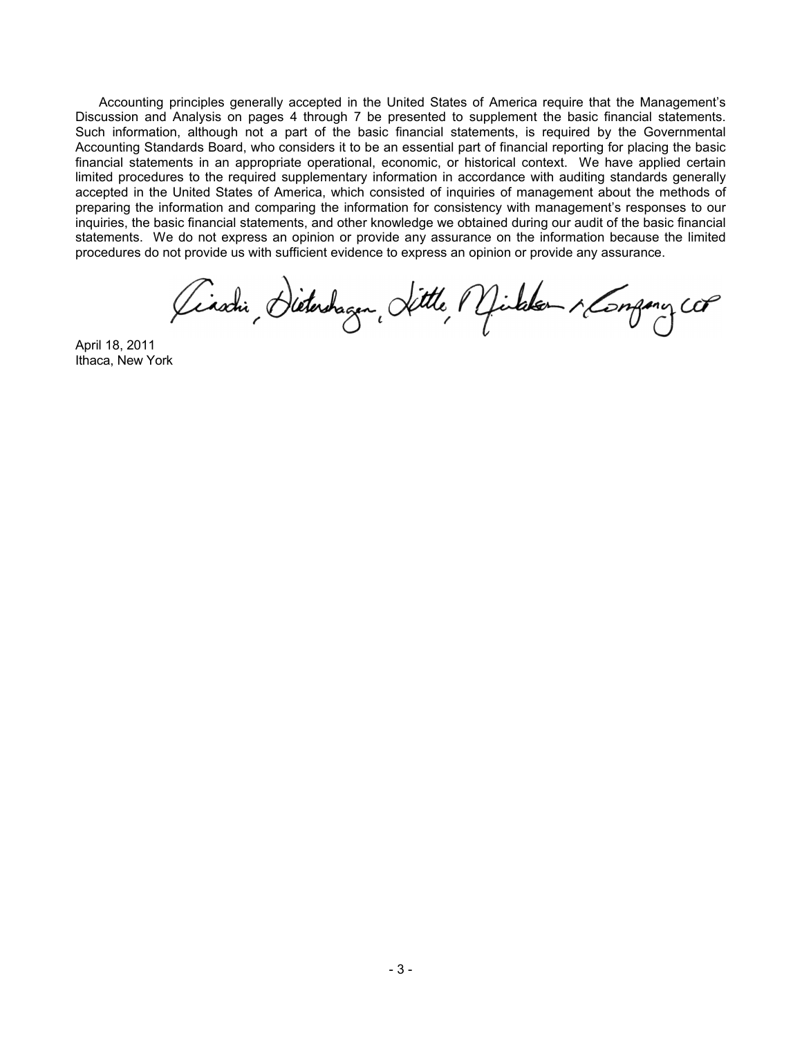Accounting principles generally accepted in the United States of America require that the Management's Discussion and Analysis on pages 4 through 7 be presented to supplement the basic financial statements. Such information, although not a part of the basic financial statements, is required by the Governmental Accounting Standards Board, who considers it to be an essential part of financial reporting for placing the basic financial statements in an appropriate operational, economic, or historical context. We have applied certain limited procedures to the required supplementary information in accordance with auditing standards generally accepted in the United States of America, which consisted of inquiries of management about the methods of preparing the information and comparing the information for consistency with management's responses to our inquiries, the basic financial statements, and other knowledge we obtained during our audit of the basic financial statements. We do not express an opinion or provide any assurance on the information because the limited procedures do not provide us with sufficient evidence to express an opinion or provide any assurance.

Ciaschi, Dietershagen, Little, Mickelson & Company, LLP

April 18, 2011
Ithaca, New York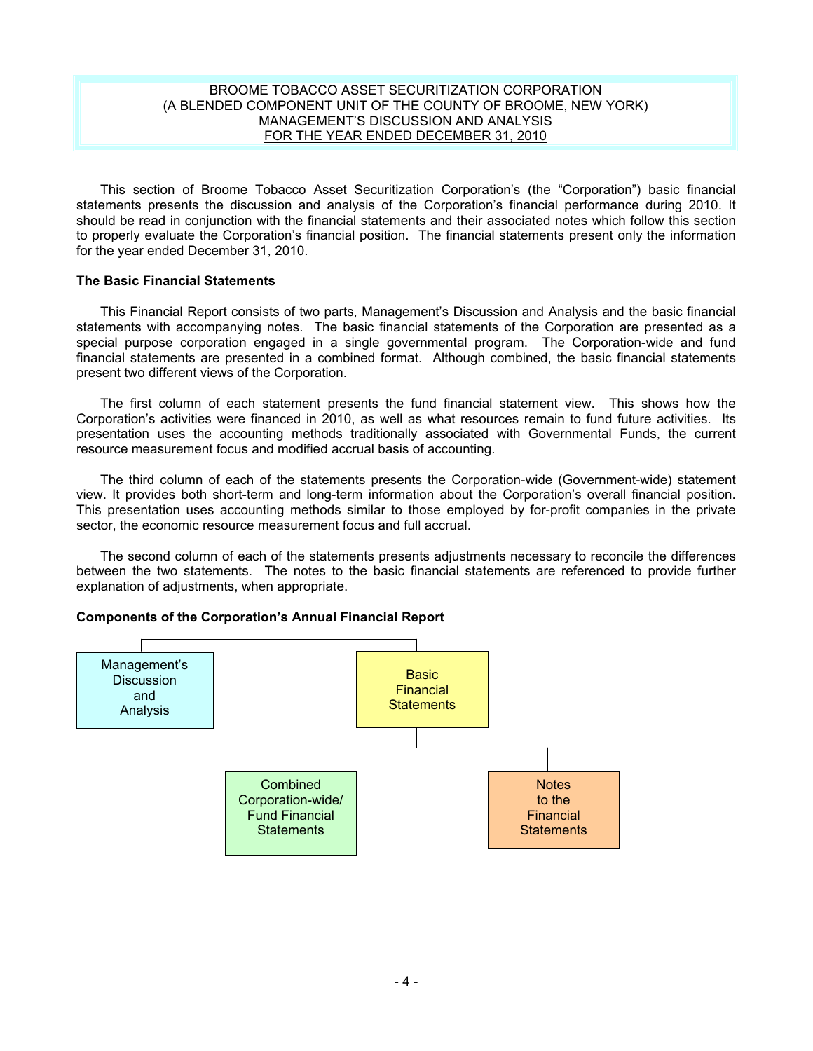BROOME TOBACCO ASSET SECURITIZATION CORPORATION
(A BLENDED COMPONENT UNIT OF THE COUNTY OF BROOME, NEW YORK)
MANAGEMENT'S DISCUSSION AND ANALYSIS
FOR THE YEAR ENDED DECEMBER 31, 2010

This section of Broome Tobacco Asset Securitization Corporation's (the "Corporation") basic financial statements presents the discussion and analysis of the Corporation's financial performance during 2010. It should be read in conjunction with the financial statements and their associated notes which follow this section to properly evaluate the Corporation's financial position. The financial statements present only the information for the year ended December 31, 2010.

**The Basic Financial Statements**

This Financial Report consists of two parts, Management's Discussion and Analysis and the basic financial statements with accompanying notes. The basic financial statements of the Corporation are presented as a special purpose corporation engaged in a single governmental program. The Corporation-wide and fund financial statements are presented in a combined format. Although combined, the basic financial statements present two different views of the Corporation.

The first column of each statement presents the fund financial statement view. This shows how the Corporation's activities were financed in 2010, as well as what resources remain to fund future activities. Its presentation uses the accounting methods traditionally associated with Governmental Funds, the current resource measurement focus and modified accrual basis of accounting.

The third column of each of the statements presents the Corporation-wide (Government-wide) statement view. It provides both short-term and long-term information about the Corporation's overall financial position. This presentation uses accounting methods similar to those employed by for-profit companies in the private sector, the economic resource measurement focus and full accrual.

The second column of each of the statements presents adjustments necessary to reconcile the differences between the two statements. The notes to the basic financial statements are referenced to provide further explanation of adjustments, when appropriate.

**Components of the Corporation's Annual Financial Report**

Management's Discussion and Analysis

Basic Financial Statements

- Combined Corporation-wide/ Fund Financial Statements
- Notes to the Financial Statements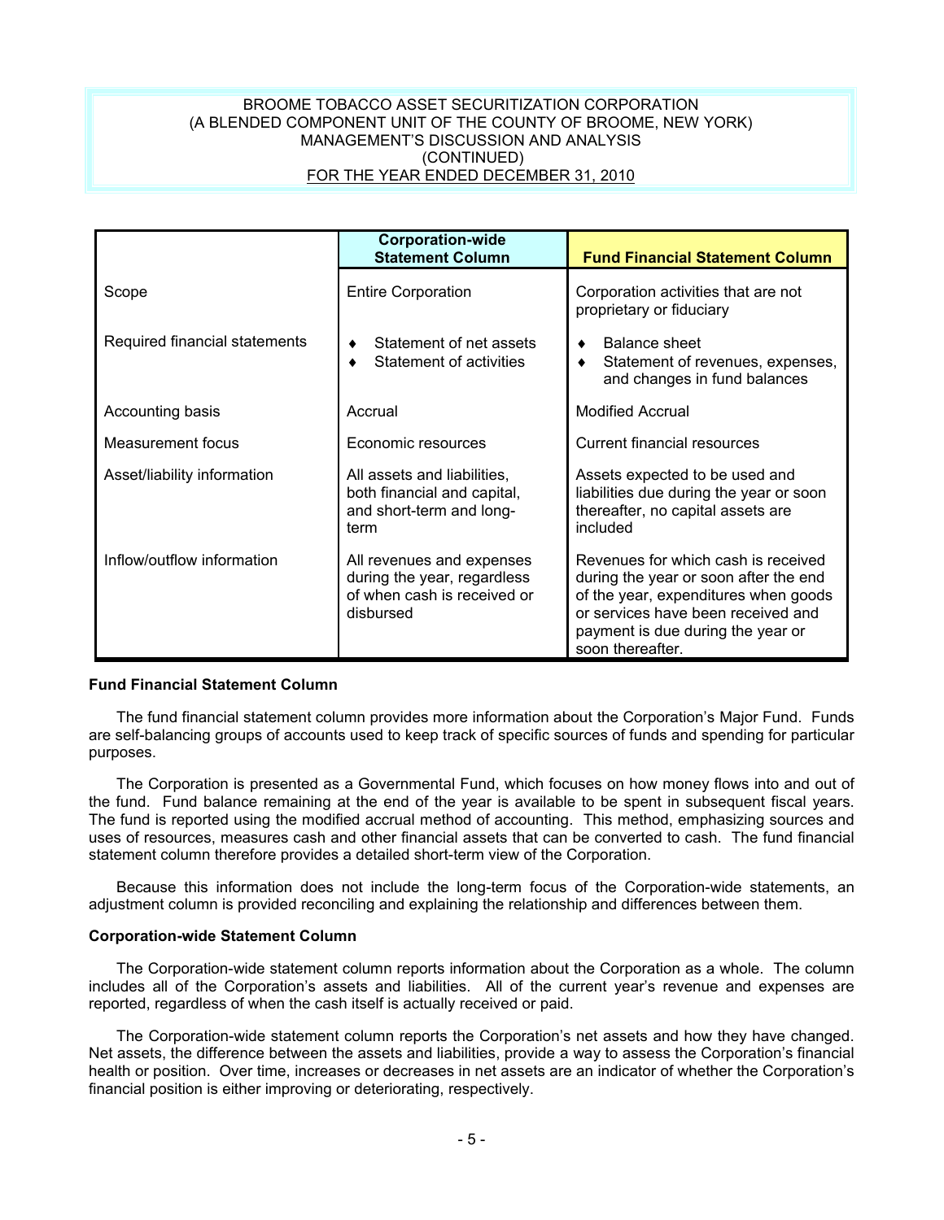| | Corporation-wide Statement Column | Fund Financial Statement Column |
|---|---|---|
| Scope | Entire Corporation | Corporation activities that are not proprietary or fiduciary |
| Required financial statements | ♦ Statement of net assets<br>♦ Statement of activities | ♦ Balance sheet<br>♦ Statement of revenues, expenses, and changes in fund balances |
| Accounting basis | Accrual | Modified Accrual |
| Measurement focus | Economic resources | Current financial resources |
| Asset/liability information | All assets and liabilities, both financial and capital, and short-term and long-term | Assets expected to be used and liabilities due during the year or soon thereafter, no capital assets are included |
| Inflow/outflow information | All revenues and expenses during the year, regardless of when cash is received or disbursed | Revenues for which cash is received during the year or soon after the end of the year, expenditures when goods or services have been received and payment is due during the year or soon thereafter. |

**Fund Financial Statement Column**

The fund financial statement column provides more information about the Corporation's Major Fund. Funds are self-balancing groups of accounts used to keep track of specific sources of funds and spending for particular purposes.

The Corporation is presented as a Governmental Fund, which focuses on how money flows into and out of the fund. Fund balance remaining at the end of the year is available to be spent in subsequent fiscal years. The fund is reported using the modified accrual method of accounting. This method, emphasizing sources and uses of resources, measures cash and other financial assets that can be converted to cash. The fund financial statement column therefore provides a detailed short-term view of the Corporation.

Because this information does not include the long-term focus of the Corporation-wide statements, an adjustment column is provided reconciling and explaining the relationship and differences between them.

**Corporation-wide Statement Column**

The Corporation-wide statement column reports information about the Corporation as a whole. The column includes all of the Corporation's assets and liabilities. All of the current year's revenue and expenses are reported, regardless of when the cash itself is actually received or paid.

The Corporation-wide statement column reports the Corporation's net assets and how they have changed. Net assets, the difference between the assets and liabilities, provide a way to assess the Corporation's financial health or position. Over time, increases or decreases in net assets are an indicator of whether the Corporation's financial position is either improving or deteriorating, respectively.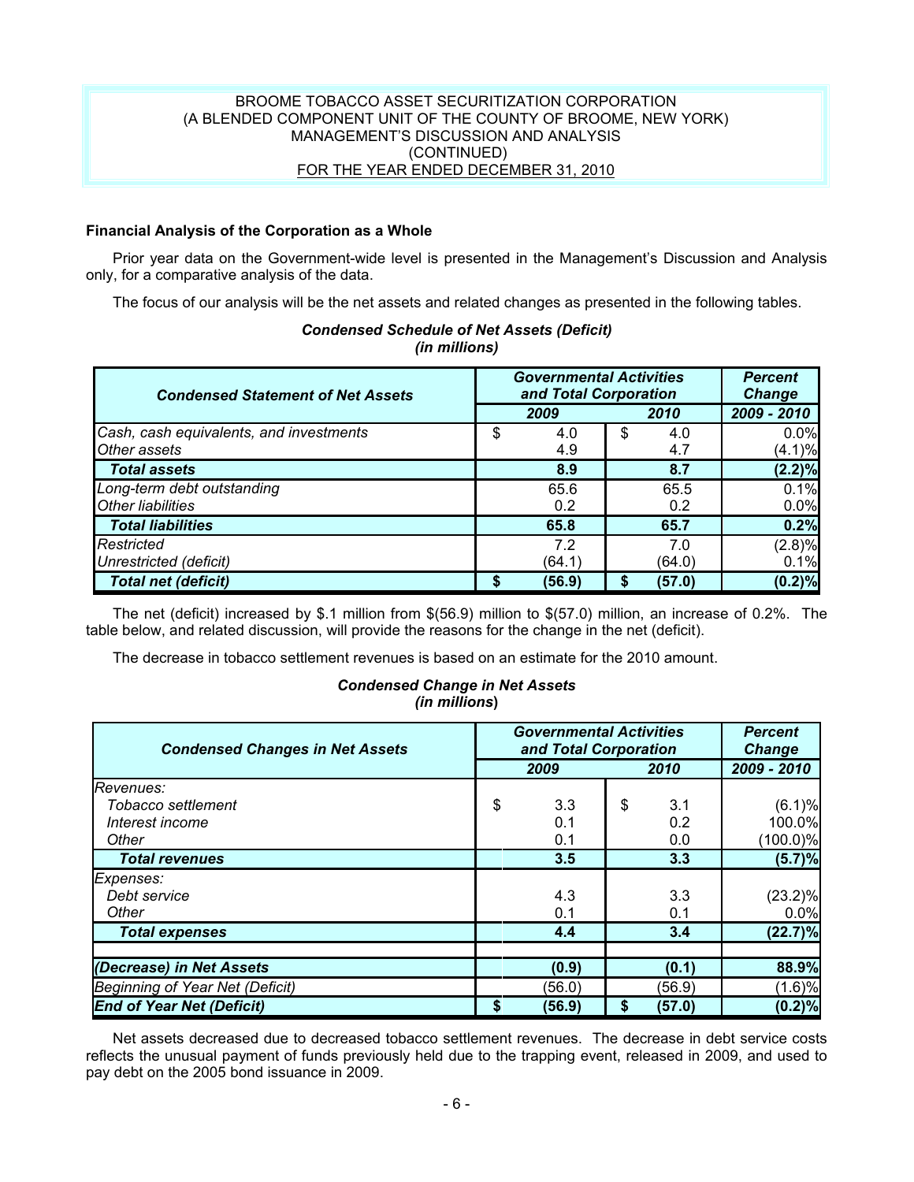### Financial Analysis of the Corporation as a Whole

Prior year data on the Government-wide level is presented in the Management's Discussion and Analysis only, for a comparative analysis of the data.

The focus of our analysis will be the net assets and related changes as presented in the following tables.

***Condensed Schedule of Net Assets (Deficit)***
***(in millions)***

| ***Condensed Statement of Net Assets*** | ***Governmental Activities and Total Corporation*** | | ***Percent Change*** |
|---|---|---|---|
| | ***2009*** | ***2010*** | ***2009 - 2010*** |
| *Cash, cash equivalents, and investments* | $ 4.0 | $ 4.0 | 0.0% |
| *Other assets* | 4.9 | 4.7 | (4.1)% |
| ***Total assets*** | **8.9** | **8.7** | **(2.2)%** |
| *Long-term debt outstanding* | 65.6 | 65.5 | 0.1% |
| *Other liabilities* | 0.2 | 0.2 | 0.0% |
| ***Total liabilities*** | **65.8** | **65.7** | **0.2%** |
| *Restricted* | 7.2 | 7.0 | (2.8)% |
| *Unrestricted (deficit)* | (64.1) | (64.0) | 0.1% |
| ***Total net (deficit)*** | **$ (56.9)** | **$ (57.0)** | **(0.2)%** |

The net (deficit) increased by $.1 million from $(56.9) million to $(57.0) million, an increase of 0.2%. The table below, and related discussion, will provide the reasons for the change in the net (deficit).

The decrease in tobacco settlement revenues is based on an estimate for the 2010 amount.

***Condensed Change in Net Assets***
***(in millions)***

| ***Condensed Changes in Net Assets*** | ***Governmental Activities and Total Corporation*** | | ***Percent Change*** |
|---|---|---|---|
| | ***2009*** | ***2010*** | ***2009 - 2010*** |
| *Revenues:* | | | |
| *Tobacco settlement* | $ 3.3 | $ 3.1 | (6.1)% |
| *Interest income* | 0.1 | 0.2 | 100.0% |
| *Other* | 0.1 | 0.0 | (100.0)% |
| ***Total revenues*** | **3.5** | **3.3** | **(5.7)%** |
| *Expenses:* | | | |
| *Debt service* | 4.3 | 3.3 | (23.2)% |
| *Other* | 0.1 | 0.1 | 0.0% |
| ***Total expenses*** | **4.4** | **3.4** | **(22.7)%** |
| | | | |
| ***(Decrease) in Net Assets*** | **(0.9)** | **(0.1)** | **88.9%** |
| *Beginning of Year Net (Deficit)* | (56.0) | (56.9) | (1.6)% |
| ***End of Year Net (Deficit)*** | **$ (56.9)** | **$ (57.0)** | **(0.2)%** |

Net assets decreased due to decreased tobacco settlement revenues. The decrease in debt service costs reflects the unusual payment of funds previously held due to the trapping event, released in 2009, and used to pay debt on the 2005 bond issuance in 2009.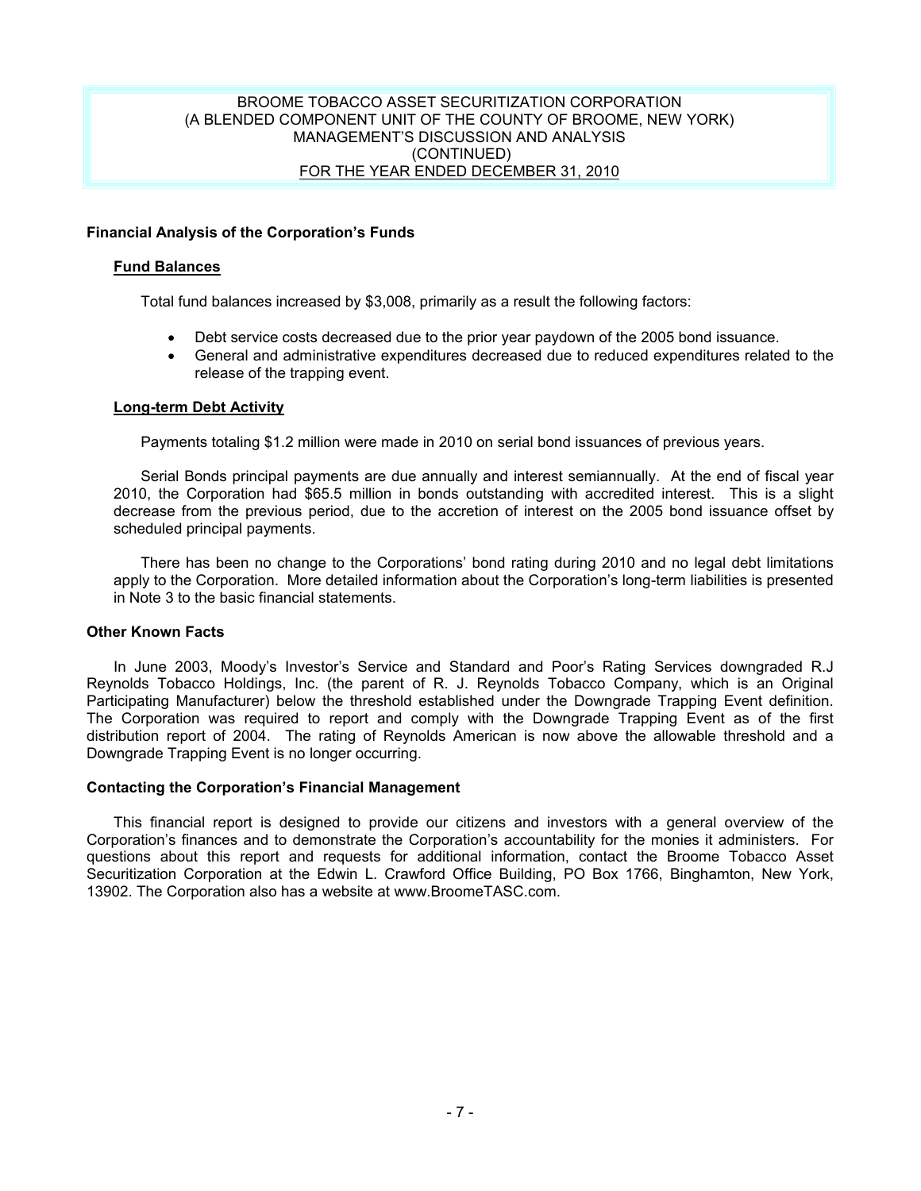## Financial Analysis of the Corporation's Funds

### Fund Balances

Total fund balances increased by $3,008, primarily as a result the following factors:

- Debt service costs decreased due to the prior year paydown of the 2005 bond issuance.
- General and administrative expenditures decreased due to reduced expenditures related to the release of the trapping event.

### Long-term Debt Activity

Payments totaling $1.2 million were made in 2010 on serial bond issuances of previous years.

Serial Bonds principal payments are due annually and interest semiannually. At the end of fiscal year 2010, the Corporation had $65.5 million in bonds outstanding with accredited interest. This is a slight decrease from the previous period, due to the accretion of interest on the 2005 bond issuance offset by scheduled principal payments.

There has been no change to the Corporations' bond rating during 2010 and no legal debt limitations apply to the Corporation. More detailed information about the Corporation's long-term liabilities is presented in Note 3 to the basic financial statements.

## Other Known Facts

In June 2003, Moody's Investor's Service and Standard and Poor's Rating Services downgraded R.J Reynolds Tobacco Holdings, Inc. (the parent of R. J. Reynolds Tobacco Company, which is an Original Participating Manufacturer) below the threshold established under the Downgrade Trapping Event definition. The Corporation was required to report and comply with the Downgrade Trapping Event as of the first distribution report of 2004. The rating of Reynolds American is now above the allowable threshold and a Downgrade Trapping Event is no longer occurring.

## Contacting the Corporation's Financial Management

This financial report is designed to provide our citizens and investors with a general overview of the Corporation's finances and to demonstrate the Corporation's accountability for the monies it administers. For questions about this report and requests for additional information, contact the Broome Tobacco Asset Securitization Corporation at the Edwin L. Crawford Office Building, PO Box 1766, Binghamton, New York, 13902. The Corporation also has a website at www.BroomeTASC.com.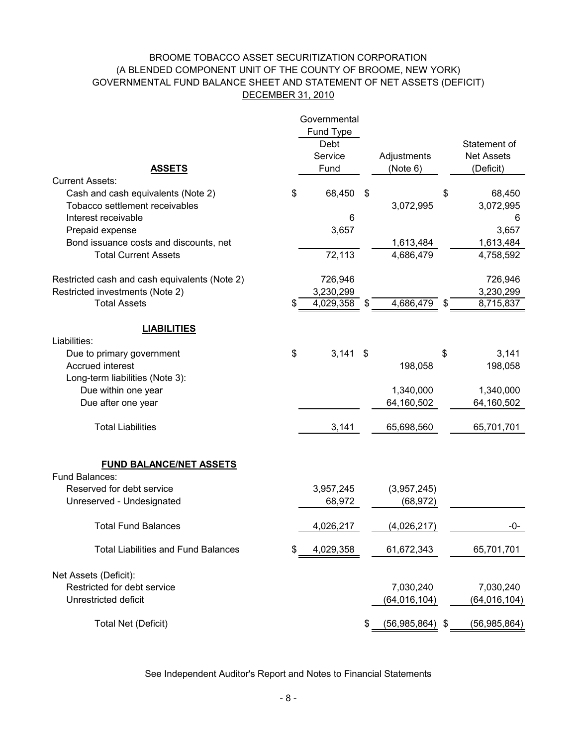# BROOME TOBACCO ASSET SECURITIZATION CORPORATION
## (A BLENDED COMPONENT UNIT OF THE COUNTY OF BROOME, NEW YORK)
## GOVERNMENTAL FUND BALANCE SHEET AND STATEMENT OF NET ASSETS (DEFICIT)
## DECEMBER 31, 2010

| | Governmental Fund Type | | |
|---|---|---|---|
| **ASSETS** | Debt Service Fund | Adjustments (Note 6) | Statement of Net Assets (Deficit) |
| Current Assets: | | | |
| Cash and cash equivalents (Note 2) | $ 68,450 | $ | $ 68,450 |
| Tobacco settlement receivables | | 3,072,995 | 3,072,995 |
| Interest receivable | 6 | | 6 |
| Prepaid expense | 3,657 | | 3,657 |
| Bond issuance costs and discounts, net | | 1,613,484 | 1,613,484 |
| Total Current Assets | 72,113 | 4,686,479 | 4,758,592 |
| Restricted cash and cash equivalents (Note 2) | 726,946 | | 726,946 |
| Restricted investments (Note 2) | 3,230,299 | | 3,230,299 |
| Total Assets | $ 4,029,358 | $ 4,686,479 | $ 8,715,837 |
| **LIABILITIES** | | | |
| Liabilities: | | | |
| Due to primary government | $ 3,141 | $ | $ 3,141 |
| Accrued interest | | 198,058 | 198,058 |
| Long-term liabilities (Note 3): | | | |
| Due within one year | | 1,340,000 | 1,340,000 |
| Due after one year | | 64,160,502 | 64,160,502 |
| Total Liabilities | 3,141 | 65,698,560 | 65,701,701 |
| **FUND BALANCE/NET ASSETS** | | | |
| Fund Balances: | | | |
| Reserved for debt service | 3,957,245 | (3,957,245) | |
| Unreserved - Undesignated | 68,972 | (68,972) | |
| Total Fund Balances | 4,026,217 | (4,026,217) | -0- |
| Total Liabilities and Fund Balances | $ 4,029,358 | 61,672,343 | 65,701,701 |
| Net Assets (Deficit): | | | |
| Restricted for debt service | | 7,030,240 | 7,030,240 |
| Unrestricted deficit | | (64,016,104) | (64,016,104) |
| Total Net (Deficit) | | $ (56,985,864) | $ (56,985,864) |

See Independent Auditor's Report and Notes to Financial Statements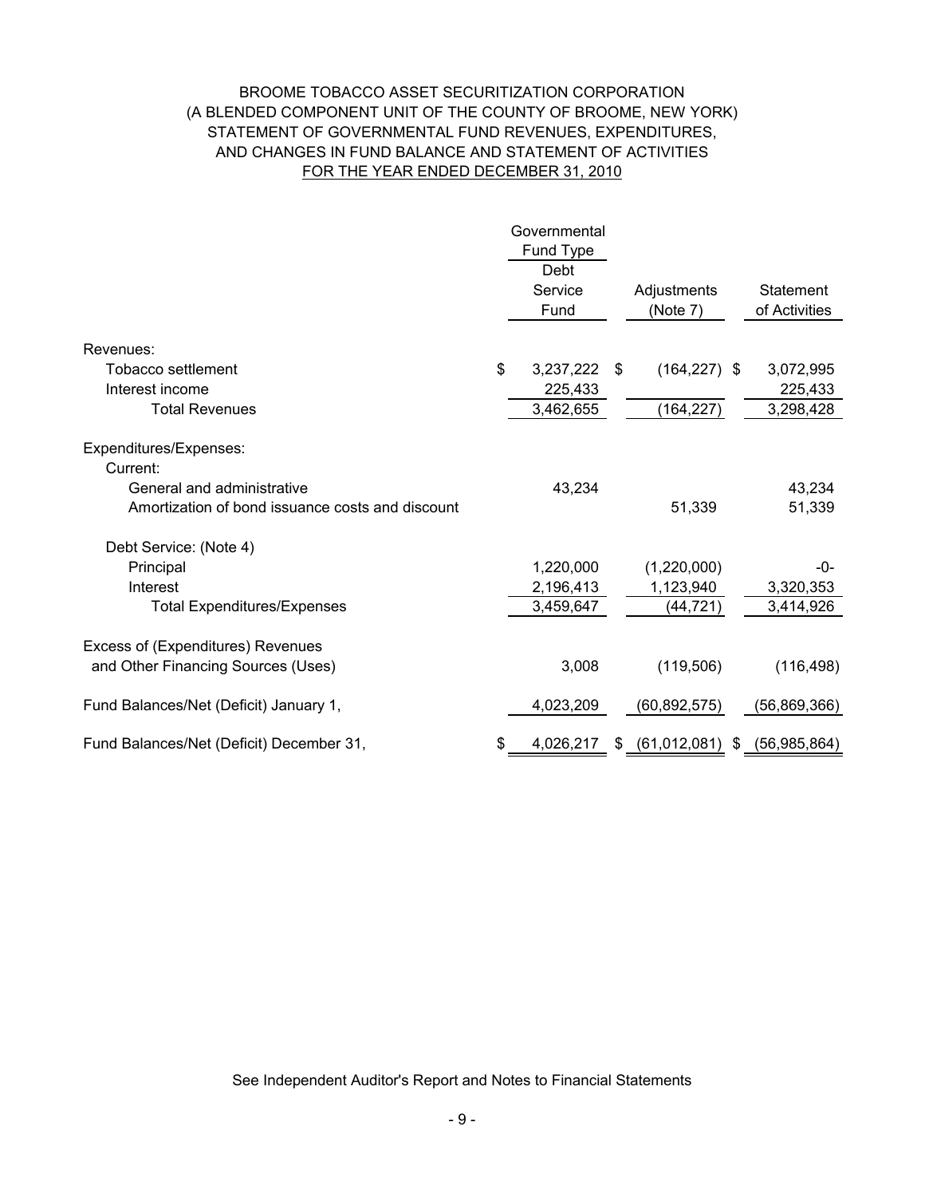BROOME TOBACCO ASSET SECURITIZATION CORPORATION
(A BLENDED COMPONENT UNIT OF THE COUNTY OF BROOME, NEW YORK)
STATEMENT OF GOVERNMENTAL FUND REVENUES, EXPENDITURES,
AND CHANGES IN FUND BALANCE AND STATEMENT OF ACTIVITIES
FOR THE YEAR ENDED DECEMBER 31, 2010

| | Governmental Fund Type Debt Service Fund | Adjustments (Note 7) | Statement of Activities |
|---|---|---|---|
| Revenues: | | | |
| Tobacco settlement | $ 3,237,222 | $ (164,227) | $ 3,072,995 |
| Interest income | 225,433 | | 225,433 |
| Total Revenues | 3,462,655 | (164,227) | 3,298,428 |
| Expenditures/Expenses: | | | |
| Current: | | | |
| General and administrative | 43,234 | | 43,234 |
| Amortization of bond issuance costs and discount | | 51,339 | 51,339 |
| Debt Service: (Note 4) | | | |
| Principal | 1,220,000 | (1,220,000) | -0- |
| Interest | 2,196,413 | 1,123,940 | 3,320,353 |
| Total Expenditures/Expenses | 3,459,647 | (44,721) | 3,414,926 |
| Excess of (Expenditures) Revenues and Other Financing Sources (Uses) | 3,008 | (119,506) | (116,498) |
| Fund Balances/Net (Deficit) January 1, | 4,023,209 | (60,892,575) | (56,869,366) |
| Fund Balances/Net (Deficit) December 31, | $ 4,026,217 | $ (61,012,081) | $ (56,985,864) |

See Independent Auditor's Report and Notes to Financial Statements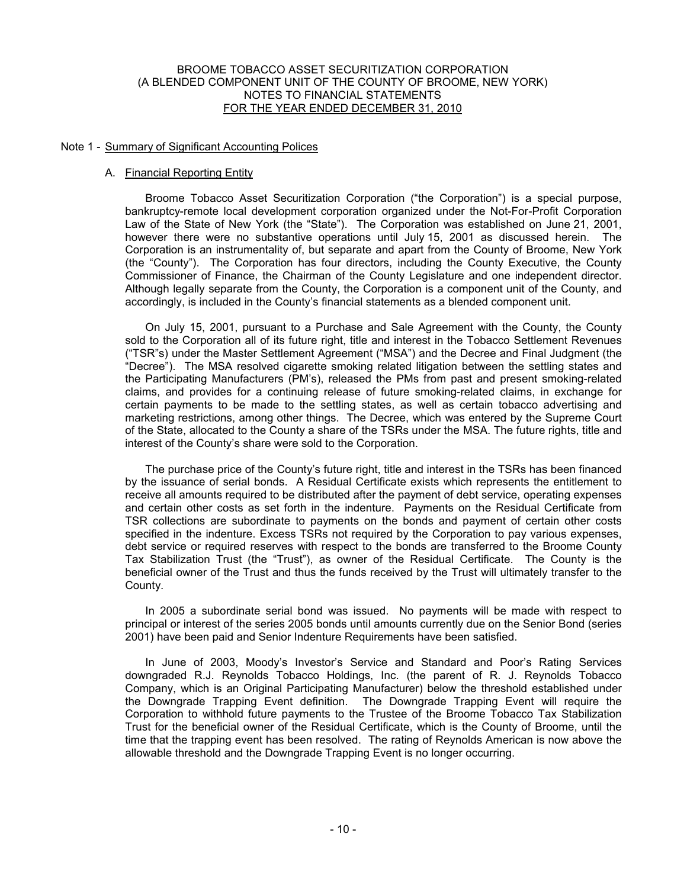BROOME TOBACCO ASSET SECURITIZATION CORPORATION
(A BLENDED COMPONENT UNIT OF THE COUNTY OF BROOME, NEW YORK)
NOTES TO FINANCIAL STATEMENTS
FOR THE YEAR ENDED DECEMBER 31, 2010

## Note 1 - Summary of Significant Accounting Polices

### A. Financial Reporting Entity

Broome Tobacco Asset Securitization Corporation ("the Corporation") is a special purpose, bankruptcy-remote local development corporation organized under the Not-For-Profit Corporation Law of the State of New York (the "State"). The Corporation was established on June 21, 2001, however there were no substantive operations until July 15, 2001 as discussed herein. The Corporation is an instrumentality of, but separate and apart from the County of Broome, New York (the "County"). The Corporation has four directors, including the County Executive, the County Commissioner of Finance, the Chairman of the County Legislature and one independent director. Although legally separate from the County, the Corporation is a component unit of the County, and accordingly, is included in the County's financial statements as a blended component unit.

On July 15, 2001, pursuant to a Purchase and Sale Agreement with the County, the County sold to the Corporation all of its future right, title and interest in the Tobacco Settlement Revenues ("TSR"s) under the Master Settlement Agreement ("MSA") and the Decree and Final Judgment (the "Decree"). The MSA resolved cigarette smoking related litigation between the settling states and the Participating Manufacturers (PM's), released the PMs from past and present smoking-related claims, and provides for a continuing release of future smoking-related claims, in exchange for certain payments to be made to the settling states, as well as certain tobacco advertising and marketing restrictions, among other things. The Decree, which was entered by the Supreme Court of the State, allocated to the County a share of the TSRs under the MSA. The future rights, title and interest of the County's share were sold to the Corporation.

The purchase price of the County's future right, title and interest in the TSRs has been financed by the issuance of serial bonds. A Residual Certificate exists which represents the entitlement to receive all amounts required to be distributed after the payment of debt service, operating expenses and certain other costs as set forth in the indenture. Payments on the Residual Certificate from TSR collections are subordinate to payments on the bonds and payment of certain other costs specified in the indenture. Excess TSRs not required by the Corporation to pay various expenses, debt service or required reserves with respect to the bonds are transferred to the Broome County Tax Stabilization Trust (the "Trust"), as owner of the Residual Certificate. The County is the beneficial owner of the Trust and thus the funds received by the Trust will ultimately transfer to the County.

In 2005 a subordinate serial bond was issued. No payments will be made with respect to principal or interest of the series 2005 bonds until amounts currently due on the Senior Bond (series 2001) have been paid and Senior Indenture Requirements have been satisfied.

In June of 2003, Moody's Investor's Service and Standard and Poor's Rating Services downgraded R.J. Reynolds Tobacco Holdings, Inc. (the parent of R. J. Reynolds Tobacco Company, which is an Original Participating Manufacturer) below the threshold established under the Downgrade Trapping Event definition. The Downgrade Trapping Event will require the Corporation to withhold future payments to the Trustee of the Broome Tobacco Tax Stabilization Trust for the beneficial owner of the Residual Certificate, which is the County of Broome, until the time that the trapping event has been resolved. The rating of Reynolds American is now above the allowable threshold and the Downgrade Trapping Event is no longer occurring.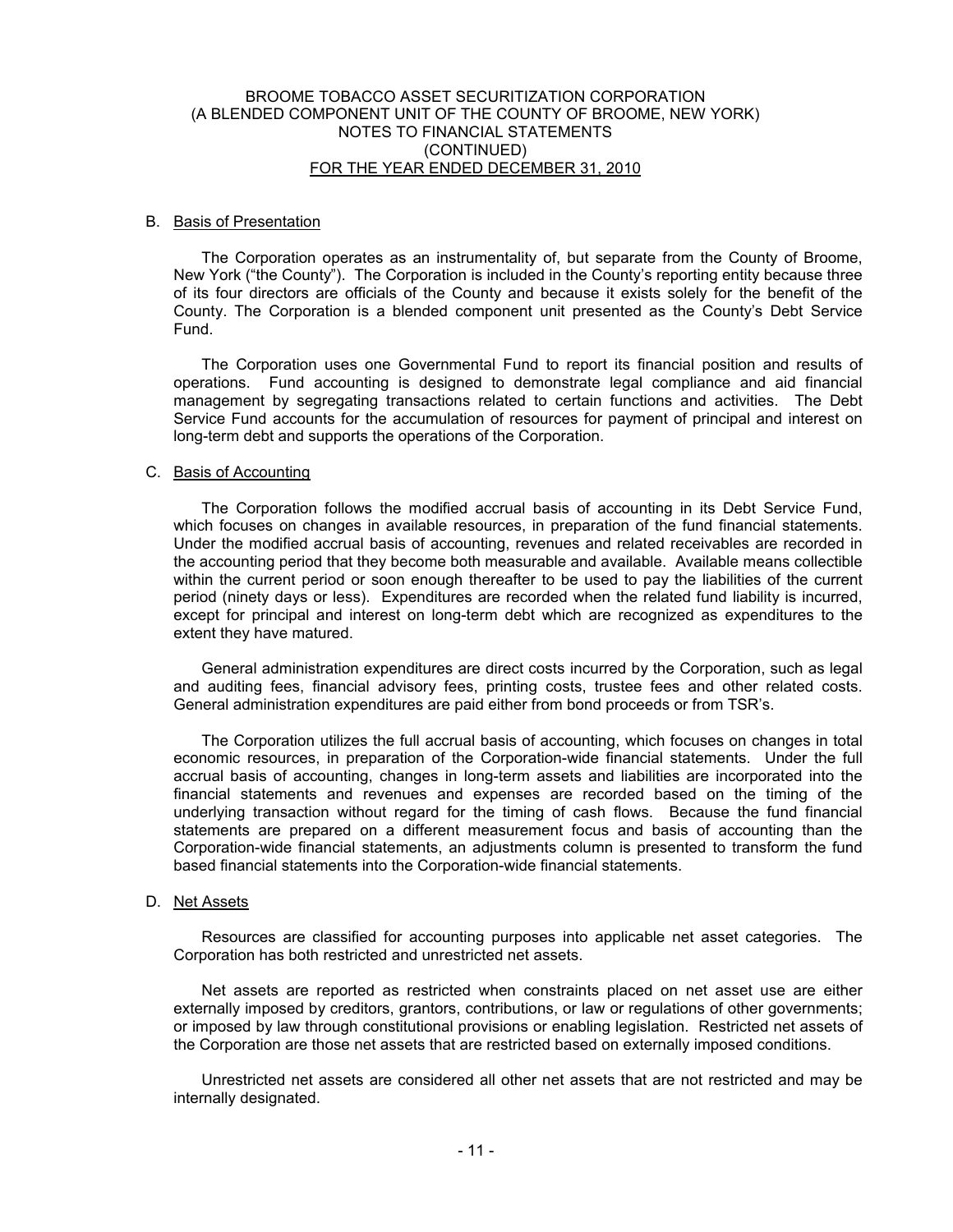B. Basis of Presentation

The Corporation operates as an instrumentality of, but separate from the County of Broome, New York ("the County"). The Corporation is included in the County's reporting entity because three of its four directors are officials of the County and because it exists solely for the benefit of the County. The Corporation is a blended component unit presented as the County's Debt Service Fund.

The Corporation uses one Governmental Fund to report its financial position and results of operations. Fund accounting is designed to demonstrate legal compliance and aid financial management by segregating transactions related to certain functions and activities. The Debt Service Fund accounts for the accumulation of resources for payment of principal and interest on long-term debt and supports the operations of the Corporation.

C. Basis of Accounting

The Corporation follows the modified accrual basis of accounting in its Debt Service Fund, which focuses on changes in available resources, in preparation of the fund financial statements. Under the modified accrual basis of accounting, revenues and related receivables are recorded in the accounting period that they become both measurable and available. Available means collectible within the current period or soon enough thereafter to be used to pay the liabilities of the current period (ninety days or less). Expenditures are recorded when the related fund liability is incurred, except for principal and interest on long-term debt which are recognized as expenditures to the extent they have matured.

General administration expenditures are direct costs incurred by the Corporation, such as legal and auditing fees, financial advisory fees, printing costs, trustee fees and other related costs. General administration expenditures are paid either from bond proceeds or from TSR's.

The Corporation utilizes the full accrual basis of accounting, which focuses on changes in total economic resources, in preparation of the Corporation-wide financial statements. Under the full accrual basis of accounting, changes in long-term assets and liabilities are incorporated into the financial statements and revenues and expenses are recorded based on the timing of the underlying transaction without regard for the timing of cash flows. Because the fund financial statements are prepared on a different measurement focus and basis of accounting than the Corporation-wide financial statements, an adjustments column is presented to transform the fund based financial statements into the Corporation-wide financial statements.

D. Net Assets

Resources are classified for accounting purposes into applicable net asset categories. The Corporation has both restricted and unrestricted net assets.

Net assets are reported as restricted when constraints placed on net asset use are either externally imposed by creditors, grantors, contributions, or law or regulations of other governments; or imposed by law through constitutional provisions or enabling legislation. Restricted net assets of the Corporation are those net assets that are restricted based on externally imposed conditions.

Unrestricted net assets are considered all other net assets that are not restricted and may be internally designated.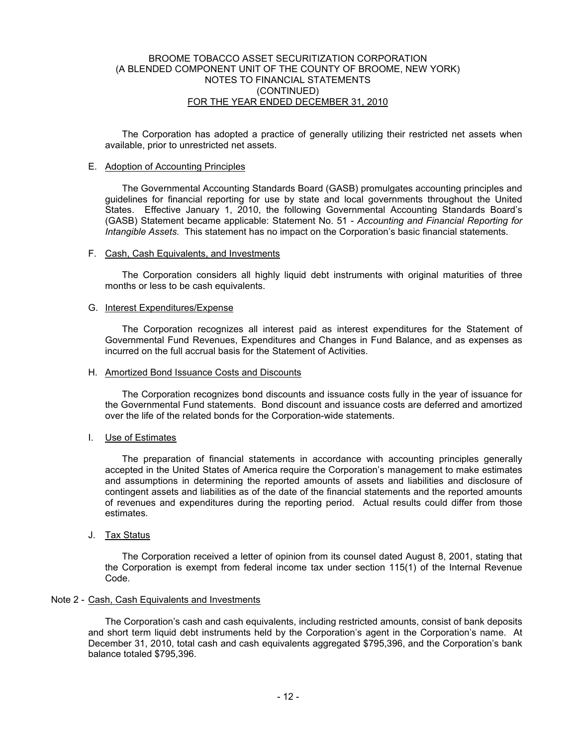The Corporation has adopted a practice of generally utilizing their restricted net assets when available, prior to unrestricted net assets.

E. Adoption of Accounting Principles

The Governmental Accounting Standards Board (GASB) promulgates accounting principles and guidelines for financial reporting for use by state and local governments throughout the United States. Effective January 1, 2010, the following Governmental Accounting Standards Board's (GASB) Statement became applicable: Statement No. 51 - *Accounting and Financial Reporting for Intangible Assets.* This statement has no impact on the Corporation's basic financial statements.

F. Cash, Cash Equivalents, and Investments

The Corporation considers all highly liquid debt instruments with original maturities of three months or less to be cash equivalents.

G. Interest Expenditures/Expense

The Corporation recognizes all interest paid as interest expenditures for the Statement of Governmental Fund Revenues, Expenditures and Changes in Fund Balance, and as expenses as incurred on the full accrual basis for the Statement of Activities.

H. Amortized Bond Issuance Costs and Discounts

The Corporation recognizes bond discounts and issuance costs fully in the year of issuance for the Governmental Fund statements. Bond discount and issuance costs are deferred and amortized over the life of the related bonds for the Corporation-wide statements.

I. Use of Estimates

The preparation of financial statements in accordance with accounting principles generally accepted in the United States of America require the Corporation's management to make estimates and assumptions in determining the reported amounts of assets and liabilities and disclosure of contingent assets and liabilities as of the date of the financial statements and the reported amounts of revenues and expenditures during the reporting period. Actual results could differ from those estimates.

J. Tax Status

The Corporation received a letter of opinion from its counsel dated August 8, 2001, stating that the Corporation is exempt from federal income tax under section 115(1) of the Internal Revenue Code.

## Note 2 - Cash, Cash Equivalents and Investments

The Corporation's cash and cash equivalents, including restricted amounts, consist of bank deposits and short term liquid debt instruments held by the Corporation's agent in the Corporation's name. At December 31, 2010, total cash and cash equivalents aggregated $795,396, and the Corporation's bank balance totaled $795,396.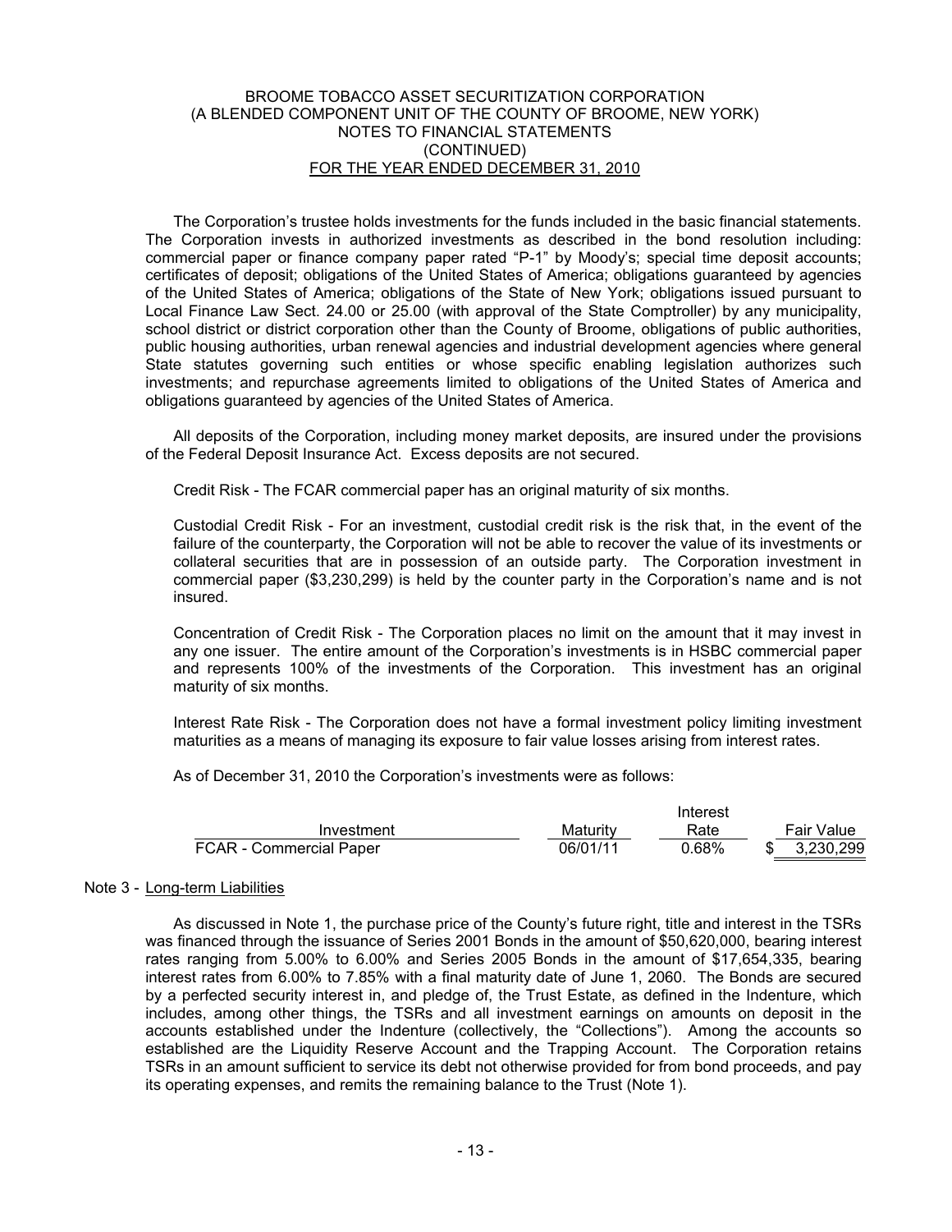The Corporation's trustee holds investments for the funds included in the basic financial statements. The Corporation invests in authorized investments as described in the bond resolution including: commercial paper or finance company paper rated "P-1" by Moody's; special time deposit accounts; certificates of deposit; obligations of the United States of America; obligations guaranteed by agencies of the United States of America; obligations of the State of New York; obligations issued pursuant to Local Finance Law Sect. 24.00 or 25.00 (with approval of the State Comptroller) by any municipality, school district or district corporation other than the County of Broome, obligations of public authorities, public housing authorities, urban renewal agencies and industrial development agencies where general State statutes governing such entities or whose specific enabling legislation authorizes such investments; and repurchase agreements limited to obligations of the United States of America and obligations guaranteed by agencies of the United States of America.

All deposits of the Corporation, including money market deposits, are insured under the provisions of the Federal Deposit Insurance Act. Excess deposits are not secured.

Credit Risk - The FCAR commercial paper has an original maturity of six months.

Custodial Credit Risk - For an investment, custodial credit risk is the risk that, in the event of the failure of the counterparty, the Corporation will not be able to recover the value of its investments or collateral securities that are in possession of an outside party. The Corporation investment in commercial paper ($3,230,299) is held by the counter party in the Corporation's name and is not insured.

Concentration of Credit Risk - The Corporation places no limit on the amount that it may invest in any one issuer. The entire amount of the Corporation's investments is in HSBC commercial paper and represents 100% of the investments of the Corporation. This investment has an original maturity of six months.

Interest Rate Risk - The Corporation does not have a formal investment policy limiting investment maturities as a means of managing its exposure to fair value losses arising from interest rates.

As of December 31, 2010 the Corporation's investments were as follows:

| Investment | Maturity | Interest Rate | Fair Value |
|---|---|---|---|
| FCAR - Commercial Paper | 06/01/11 | 0.68% | $ 3,230,299 |

## Note 3 - Long-term Liabilities

As discussed in Note 1, the purchase price of the County's future right, title and interest in the TSRs was financed through the issuance of Series 2001 Bonds in the amount of $50,620,000, bearing interest rates ranging from 5.00% to 6.00% and Series 2005 Bonds in the amount of $17,654,335, bearing interest rates from 6.00% to 7.85% with a final maturity date of June 1, 2060. The Bonds are secured by a perfected security interest in, and pledge of, the Trust Estate, as defined in the Indenture, which includes, among other things, the TSRs and all investment earnings on amounts on deposit in the accounts established under the Indenture (collectively, the "Collections"). Among the accounts so established are the Liquidity Reserve Account and the Trapping Account. The Corporation retains TSRs in an amount sufficient to service its debt not otherwise provided for from bond proceeds, and pay its operating expenses, and remits the remaining balance to the Trust (Note 1).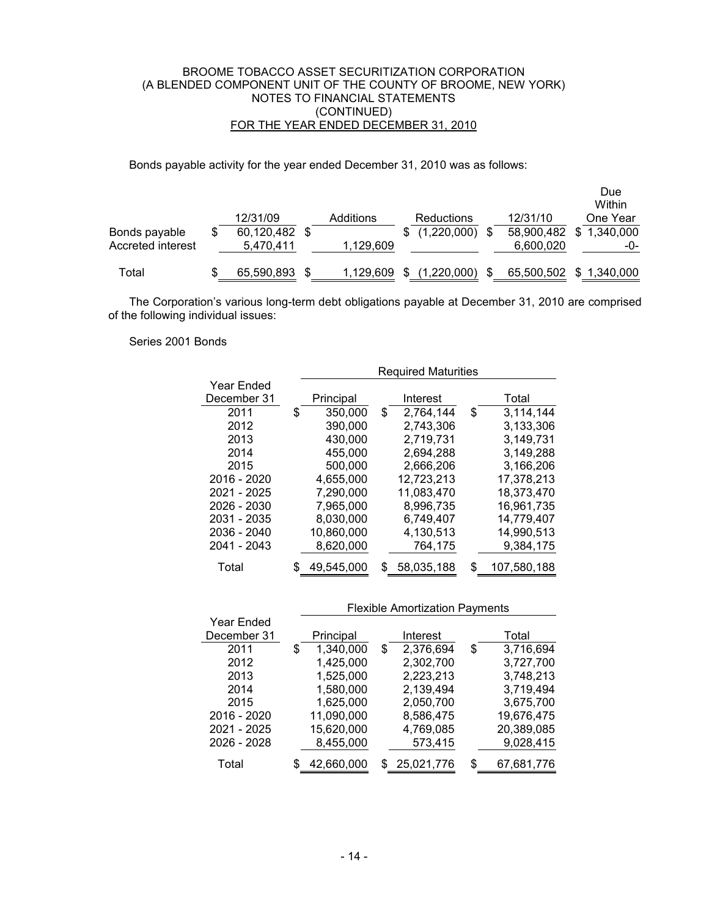Bonds payable activity for the year ended December 31, 2010 was as follows:

| | 12/31/09 | Additions | Reductions | 12/31/10 | Due Within One Year |
|---|---|---|---|---|---|
| Bonds payable | $ 60,120,482 | $ | $ (1,220,000) | $ 58,900,482 | $ 1,340,000 |
| Accreted interest | 5,470,411 | 1,129,609 | | 6,600,020 | -0- |
| Total | $ 65,590,893 | $ 1,129,609 | $ (1,220,000) | $ 65,500,502 | $ 1,340,000 |

The Corporation's various long-term debt obligations payable at December 31, 2010 are comprised of the following individual issues:

Series 2001 Bonds

| Year Ended December 31 | Required Maturities | | |
|---|---|---|---|
| | Principal | Interest | Total |
| 2011 | $ 350,000 | $ 2,764,144 | $ 3,114,144 |
| 2012 | 390,000 | 2,743,306 | 3,133,306 |
| 2013 | 430,000 | 2,719,731 | 3,149,731 |
| 2014 | 455,000 | 2,694,288 | 3,149,288 |
| 2015 | 500,000 | 2,666,206 | 3,166,206 |
| 2016 - 2020 | 4,655,000 | 12,723,213 | 17,378,213 |
| 2021 - 2025 | 7,290,000 | 11,083,470 | 18,373,470 |
| 2026 - 2030 | 7,965,000 | 8,996,735 | 16,961,735 |
| 2031 - 2035 | 8,030,000 | 6,749,407 | 14,779,407 |
| 2036 - 2040 | 10,860,000 | 4,130,513 | 14,990,513 |
| 2041 - 2043 | 8,620,000 | 764,175 | 9,384,175 |
| Total | $ 49,545,000 | $ 58,035,188 | $ 107,580,188 |

| Year Ended December 31 | Flexible Amortization Payments | | |
|---|---|---|---|
| | Principal | Interest | Total |
| 2011 | $ 1,340,000 | $ 2,376,694 | $ 3,716,694 |
| 2012 | 1,425,000 | 2,302,700 | 3,727,700 |
| 2013 | 1,525,000 | 2,223,213 | 3,748,213 |
| 2014 | 1,580,000 | 2,139,494 | 3,719,494 |
| 2015 | 1,625,000 | 2,050,700 | 3,675,700 |
| 2016 - 2020 | 11,090,000 | 8,586,475 | 19,676,475 |
| 2021 - 2025 | 15,620,000 | 4,769,085 | 20,389,085 |
| 2026 - 2028 | 8,455,000 | 573,415 | 9,028,415 |
| Total | $ 42,660,000 | $ 25,021,776 | $ 67,681,776 |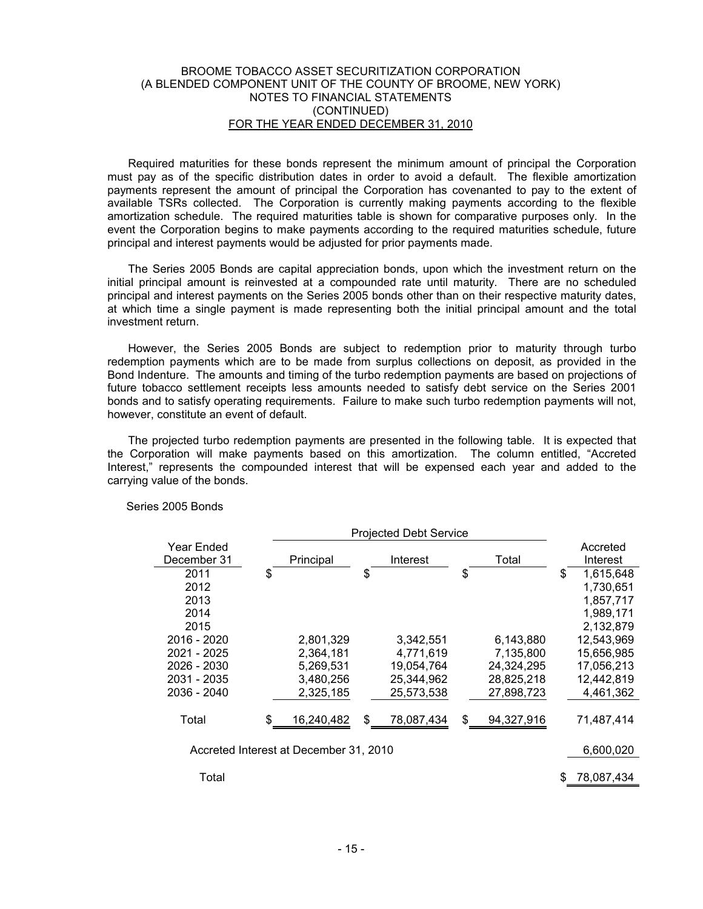BROOME TOBACCO ASSET SECURITIZATION CORPORATION
(A BLENDED COMPONENT UNIT OF THE COUNTY OF BROOME, NEW YORK)
NOTES TO FINANCIAL STATEMENTS
(CONTINUED)
FOR THE YEAR ENDED DECEMBER 31, 2010

Required maturities for these bonds represent the minimum amount of principal the Corporation must pay as of the specific distribution dates in order to avoid a default. The flexible amortization payments represent the amount of principal the Corporation has covenanted to pay to the extent of available TSRs collected. The Corporation is currently making payments according to the flexible amortization schedule. The required maturities table is shown for comparative purposes only. In the event the Corporation begins to make payments according to the required maturities schedule, future principal and interest payments would be adjusted for prior payments made.

The Series 2005 Bonds are capital appreciation bonds, upon which the investment return on the initial principal amount is reinvested at a compounded rate until maturity. There are no scheduled principal and interest payments on the Series 2005 bonds other than on their respective maturity dates, at which time a single payment is made representing both the initial principal amount and the total investment return.

However, the Series 2005 Bonds are subject to redemption prior to maturity through turbo redemption payments which are to be made from surplus collections on deposit, as provided in the Bond Indenture. The amounts and timing of the turbo redemption payments are based on projections of future tobacco settlement receipts less amounts needed to satisfy debt service on the Series 2001 bonds and to satisfy operating requirements. Failure to make such turbo redemption payments will not, however, constitute an event of default.

The projected turbo redemption payments are presented in the following table. It is expected that the Corporation will make payments based on this amortization. The column entitled, "Accreted Interest," represents the compounded interest that will be expensed each year and added to the carrying value of the bonds.

Series 2005 Bonds

| | Projected Debt Service | | | |
|---|---|---|---|---|
| Year Ended December 31 | Principal | Interest | Total | Accreted Interest |
| 2011 | $ | $ | $ | $ 1,615,648 |
| 2012 | | | | 1,730,651 |
| 2013 | | | | 1,857,717 |
| 2014 | | | | 1,989,171 |
| 2015 | | | | 2,132,879 |
| 2016 - 2020 | 2,801,329 | 3,342,551 | 6,143,880 | 12,543,969 |
| 2021 - 2025 | 2,364,181 | 4,771,619 | 7,135,800 | 15,656,985 |
| 2026 - 2030 | 5,269,531 | 19,054,764 | 24,324,295 | 17,056,213 |
| 2031 - 2035 | 3,480,256 | 25,344,962 | 28,825,218 | 12,442,819 |
| 2036 - 2040 | 2,325,185 | 25,573,538 | 27,898,723 | 4,461,362 |
| Total | $ 16,240,482 | $ 78,087,434 | $ 94,327,916 | 71,487,414 |
| Accreted Interest at December 31, 2010 | | | | 6,600,020 |
| Total | | | | $ 78,087,434 |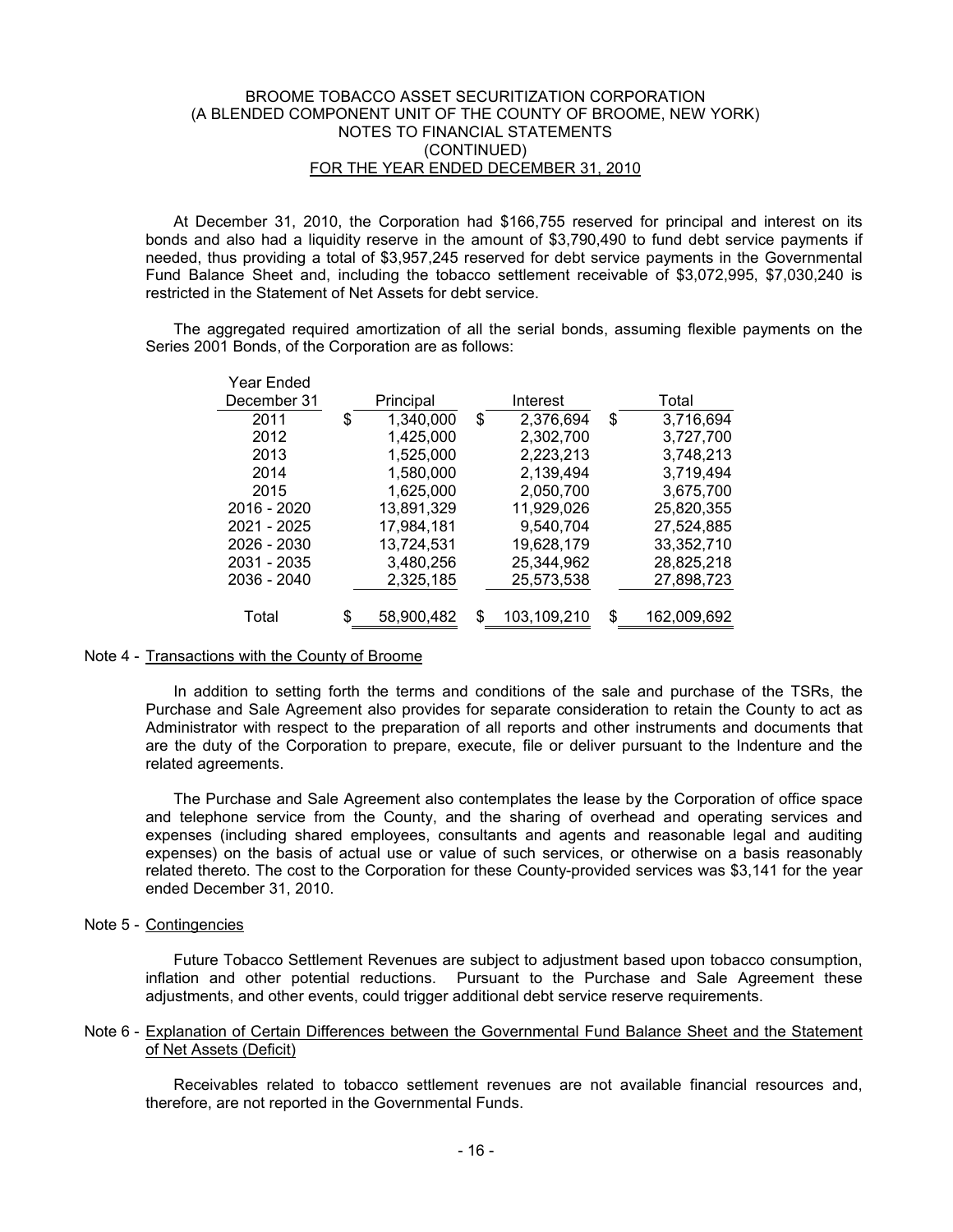At December 31, 2010, the Corporation had $166,755 reserved for principal and interest on its bonds and also had a liquidity reserve in the amount of $3,790,490 to fund debt service payments if needed, thus providing a total of $3,957,245 reserved for debt service payments in the Governmental Fund Balance Sheet and, including the tobacco settlement receivable of $3,072,995, $7,030,240 is restricted in the Statement of Net Assets for debt service.

The aggregated required amortization of all the serial bonds, assuming flexible payments on the Series 2001 Bonds, of the Corporation are as follows:

| Year Ended December 31 | Principal | Interest | Total |
|---|---|---|---|
| 2011 | $ 1,340,000 | $ 2,376,694 | $ 3,716,694 |
| 2012 | 1,425,000 | 2,302,700 | 3,727,700 |
| 2013 | 1,525,000 | 2,223,213 | 3,748,213 |
| 2014 | 1,580,000 | 2,139,494 | 3,719,494 |
| 2015 | 1,625,000 | 2,050,700 | 3,675,700 |
| 2016 - 2020 | 13,891,329 | 11,929,026 | 25,820,355 |
| 2021 - 2025 | 17,984,181 | 9,540,704 | 27,524,885 |
| 2026 - 2030 | 13,724,531 | 19,628,179 | 33,352,710 |
| 2031 - 2035 | 3,480,256 | 25,344,962 | 28,825,218 |
| 2036 - 2040 | 2,325,185 | 25,573,538 | 27,898,723 |
| Total | $ 58,900,482 | $ 103,109,210 | $ 162,009,692 |

Note 4 - Transactions with the County of Broome

In addition to setting forth the terms and conditions of the sale and purchase of the TSRs, the Purchase and Sale Agreement also provides for separate consideration to retain the County to act as Administrator with respect to the preparation of all reports and other instruments and documents that are the duty of the Corporation to prepare, execute, file or deliver pursuant to the Indenture and the related agreements.

The Purchase and Sale Agreement also contemplates the lease by the Corporation of office space and telephone service from the County, and the sharing of overhead and operating services and expenses (including shared employees, consultants and agents and reasonable legal and auditing expenses) on the basis of actual use or value of such services, or otherwise on a basis reasonably related thereto. The cost to the Corporation for these County-provided services was $3,141 for the year ended December 31, 2010.

Note 5 - Contingencies

Future Tobacco Settlement Revenues are subject to adjustment based upon tobacco consumption, inflation and other potential reductions. Pursuant to the Purchase and Sale Agreement these adjustments, and other events, could trigger additional debt service reserve requirements.

Note 6 - Explanation of Certain Differences between the Governmental Fund Balance Sheet and the Statement of Net Assets (Deficit)

Receivables related to tobacco settlement revenues are not available financial resources and, therefore, are not reported in the Governmental Funds.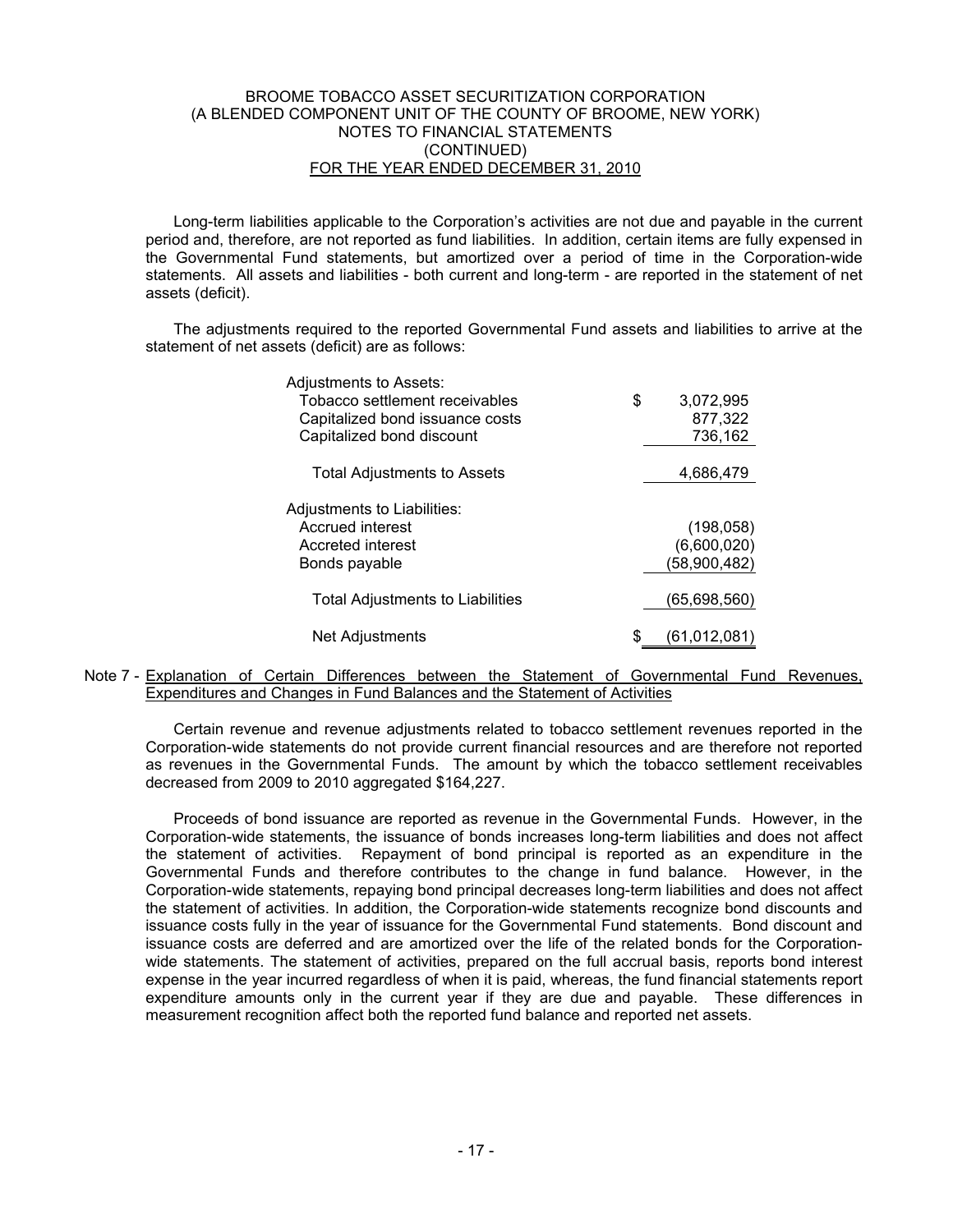Long-term liabilities applicable to the Corporation's activities are not due and payable in the current period and, therefore, are not reported as fund liabilities. In addition, certain items are fully expensed in the Governmental Fund statements, but amortized over a period of time in the Corporation-wide statements. All assets and liabilities - both current and long-term - are reported in the statement of net assets (deficit).

The adjustments required to the reported Governmental Fund assets and liabilities to arrive at the statement of net assets (deficit) are as follows:

| | |
|---|---|
| Adjustments to Assets: | |
| Tobacco settlement receivables | $ 3,072,995 |
| Capitalized bond issuance costs | 877,322 |
| Capitalized bond discount | 736,162 |
| Total Adjustments to Assets | 4,686,479 |
| Adjustments to Liabilities: | |
| Accrued interest | (198,058) |
| Accreted interest | (6,600,020) |
| Bonds payable | (58,900,482) |
| Total Adjustments to Liabilities | (65,698,560) |
| Net Adjustments | $ (61,012,081) |

Note 7 - Explanation of Certain Differences between the Statement of Governmental Fund Revenues, Expenditures and Changes in Fund Balances and the Statement of Activities

Certain revenue and revenue adjustments related to tobacco settlement revenues reported in the Corporation-wide statements do not provide current financial resources and are therefore not reported as revenues in the Governmental Funds. The amount by which the tobacco settlement receivables decreased from 2009 to 2010 aggregated $164,227.

Proceeds of bond issuance are reported as revenue in the Governmental Funds. However, in the Corporation-wide statements, the issuance of bonds increases long-term liabilities and does not affect the statement of activities. Repayment of bond principal is reported as an expenditure in the Governmental Funds and therefore contributes to the change in fund balance. However, in the Corporation-wide statements, repaying bond principal decreases long-term liabilities and does not affect the statement of activities. In addition, the Corporation-wide statements recognize bond discounts and issuance costs fully in the year of issuance for the Governmental Fund statements. Bond discount and issuance costs are deferred and are amortized over the life of the related bonds for the Corporation-wide statements. The statement of activities, prepared on the full accrual basis, reports bond interest expense in the year incurred regardless of when it is paid, whereas, the fund financial statements report expenditure amounts only in the current year if they are due and payable. These differences in measurement recognition affect both the reported fund balance and reported net assets.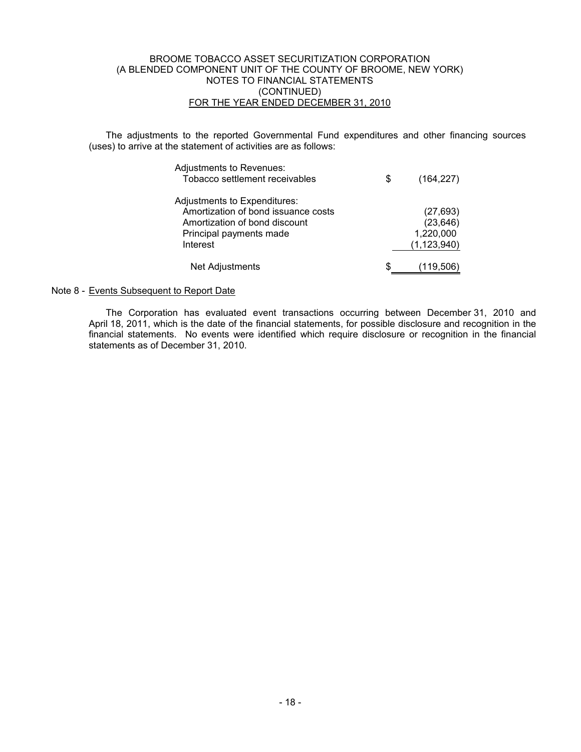BROOME TOBACCO ASSET SECURITIZATION CORPORATION
(A BLENDED COMPONENT UNIT OF THE COUNTY OF BROOME, NEW YORK)
NOTES TO FINANCIAL STATEMENTS
(CONTINUED)
FOR THE YEAR ENDED DECEMBER 31, 2010

The adjustments to the reported Governmental Fund expenditures and other financing sources (uses) to arrive at the statement of activities are as follows:

| | | |
|---|---|---|
| Adjustments to Revenues: | | |
| Tobacco settlement receivables | $ | (164,227) |
| Adjustments to Expenditures: | | |
| Amortization of bond issuance costs | | (27,693) |
| Amortization of bond discount | | (23,646) |
| Principal payments made | | 1,220,000 |
| Interest | | (1,123,940) |
| Net Adjustments | $ | (119,506) |

Note 8 - Events Subsequent to Report Date

The Corporation has evaluated event transactions occurring between December 31, 2010 and April 18, 2011, which is the date of the financial statements, for possible disclosure and recognition in the financial statements. No events were identified which require disclosure or recognition in the financial statements as of December 31, 2010.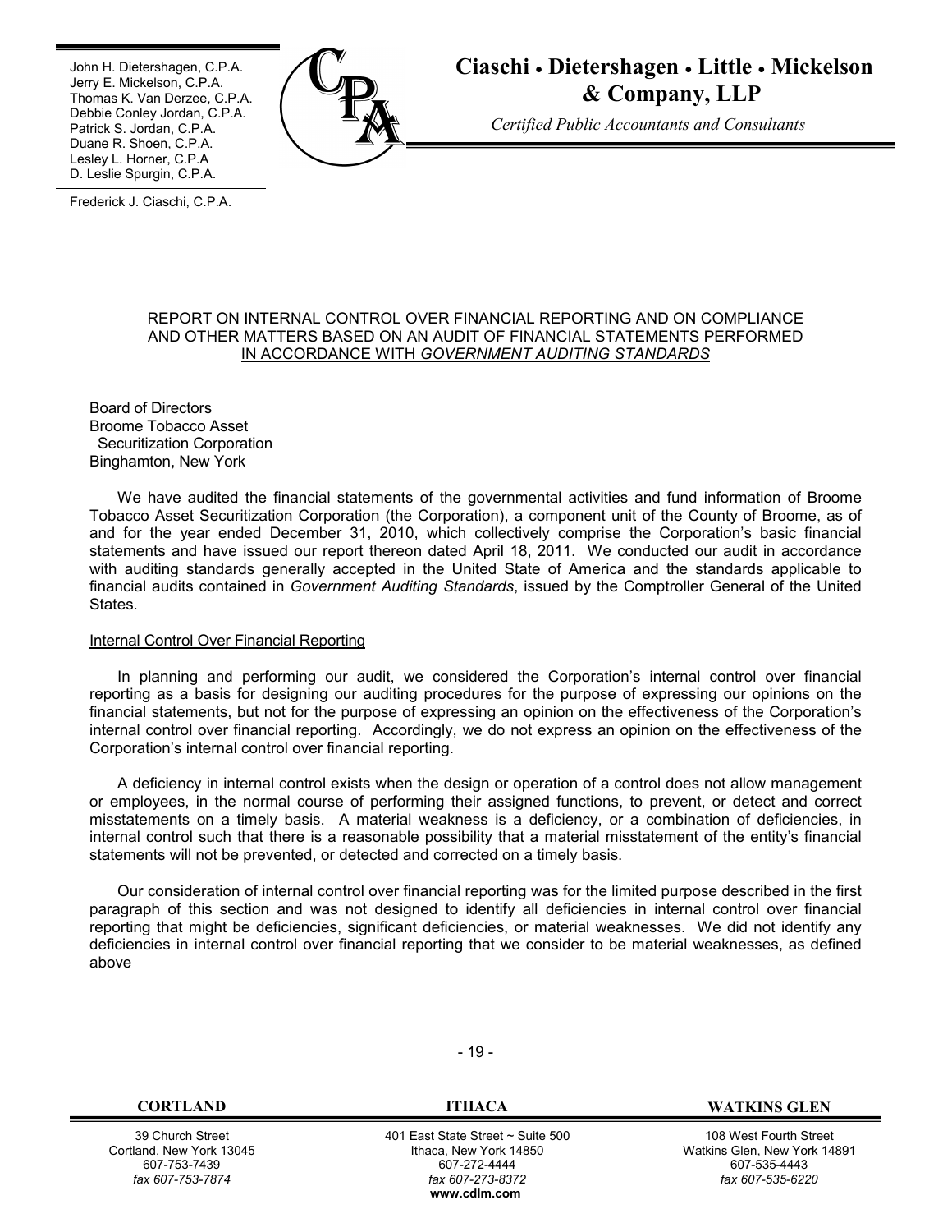John H. Dietershagen, C.P.A.
Jerry E. Mickelson, C.P.A.
Thomas K. Van Derzee, C.P.A.
Debbie Conley Jordan, C.P.A.
Patrick S. Jordan, C.P.A.
Duane R. Shoen, C.P.A.
Lesley L. Horner, C.P.A
D. Leslie Spurgin, C.P.A.

Frederick J. Ciaschi, C.P.A.

**Ciaschi • Dietershagen • Little • Mickelson & Company, LLP**

*Certified Public Accountants and Consultants*

REPORT ON INTERNAL CONTROL OVER FINANCIAL REPORTING AND ON COMPLIANCE AND OTHER MATTERS BASED ON AN AUDIT OF FINANCIAL STATEMENTS PERFORMED IN ACCORDANCE WITH *GOVERNMENT AUDITING STANDARDS*

Board of Directors
Broome Tobacco Asset
Securitization Corporation
Binghamton, New York

We have audited the financial statements of the governmental activities and fund information of Broome Tobacco Asset Securitization Corporation (the Corporation), a component unit of the County of Broome, as of and for the year ended December 31, 2010, which collectively comprise the Corporation's basic financial statements and have issued our report thereon dated April 18, 2011. We conducted our audit in accordance with auditing standards generally accepted in the United State of America and the standards applicable to financial audits contained in *Government Auditing Standards*, issued by the Comptroller General of the United States.

Internal Control Over Financial Reporting

In planning and performing our audit, we considered the Corporation's internal control over financial reporting as a basis for designing our auditing procedures for the purpose of expressing our opinions on the financial statements, but not for the purpose of expressing an opinion on the effectiveness of the Corporation's internal control over financial reporting. Accordingly, we do not express an opinion on the effectiveness of the Corporation's internal control over financial reporting.

A deficiency in internal control exists when the design or operation of a control does not allow management or employees, in the normal course of performing their assigned functions, to prevent, or detect and correct misstatements on a timely basis. A material weakness is a deficiency, or a combination of deficiencies, in internal control such that there is a reasonable possibility that a material misstatement of the entity's financial statements will not be prevented, or detected and corrected on a timely basis.

Our consideration of internal control over financial reporting was for the limited purpose described in the first paragraph of this section and was not designed to identify all deficiencies in internal control over financial reporting that might be deficiencies, significant deficiencies, or material weaknesses. We did not identify any deficiencies in internal control over financial reporting that we consider to be material weaknesses, as defined above

**CORTLAND**
39 Church Street
Cortland, New York 13045
607-753-7439
*fax 607-753-7874*

**ITHACA**
401 East State Street ~ Suite 500
Ithaca, New York 14850
607-272-4444
*fax 607-273-8372*
**www.cdlm.com**

**WATKINS GLEN**
108 West Fourth Street
Watkins Glen, New York 14891
607-535-4443
*fax 607-535-6220*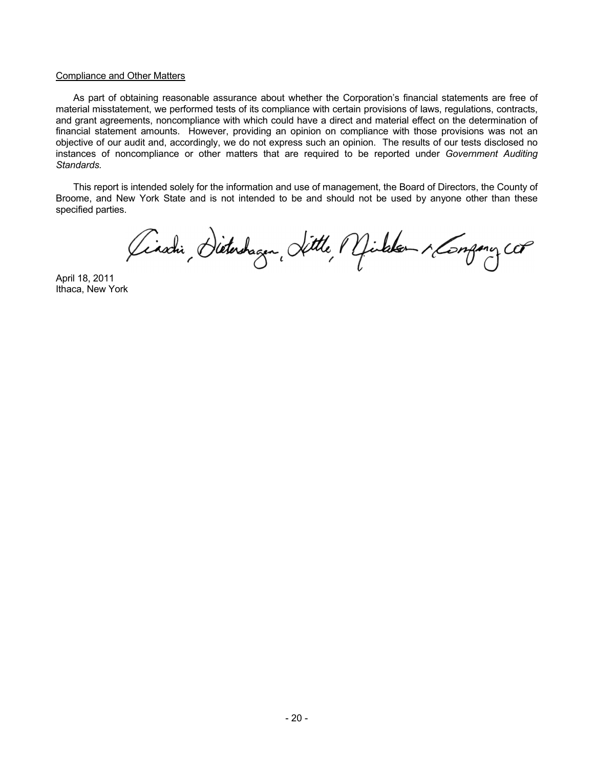Compliance and Other Matters

As part of obtaining reasonable assurance about whether the Corporation's financial statements are free of material misstatement, we performed tests of its compliance with certain provisions of laws, regulations, contracts, and grant agreements, noncompliance with which could have a direct and material effect on the determination of financial statement amounts. However, providing an opinion on compliance with those provisions was not an objective of our audit and, accordingly, we do not express such an opinion. The results of our tests disclosed no instances of noncompliance or other matters that are required to be reported under *Government Auditing Standards.*

This report is intended solely for the information and use of management, the Board of Directors, the County of Broome, and New York State and is not intended to be and should not be used by anyone other than these specified parties.

Ciaschi, Dietershagen, Little, Mickelson & Company, LLP

April 18, 2011
Ithaca, New York